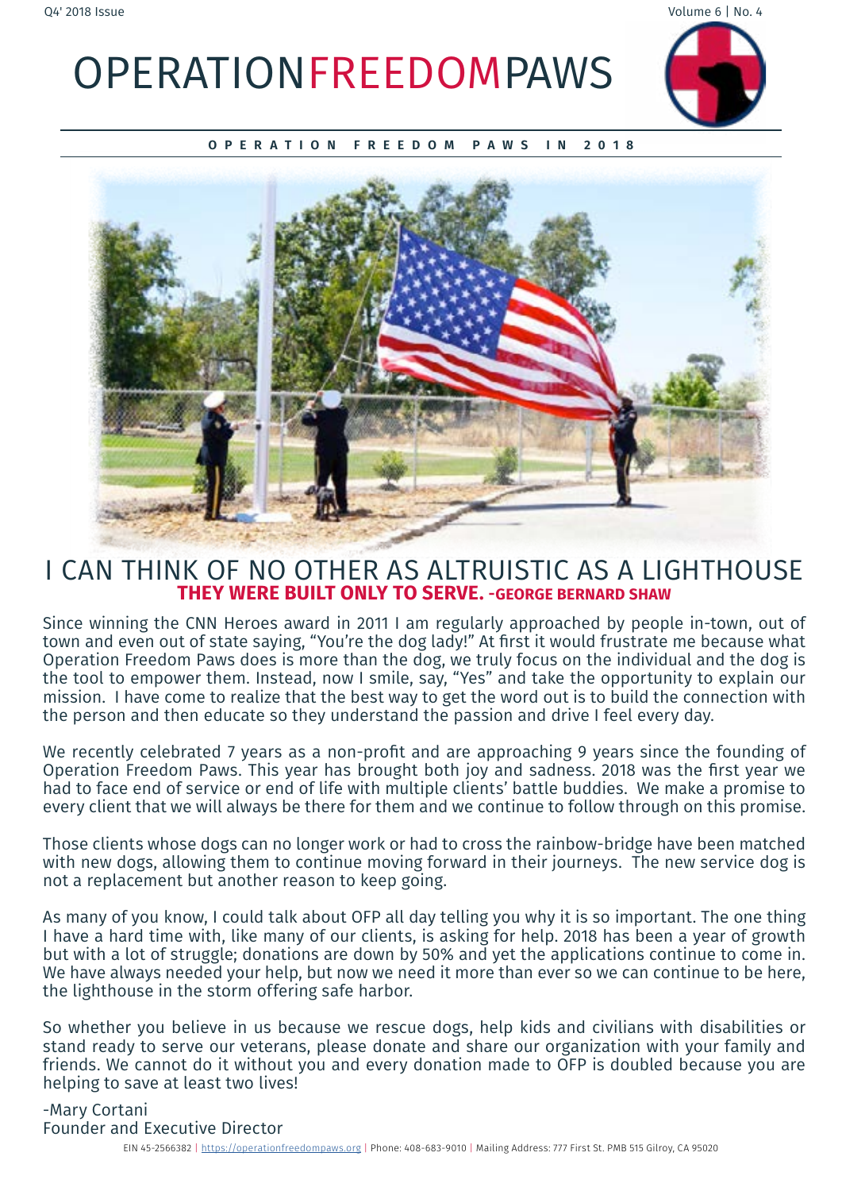# OPERATION FREEDOM PAWS

**OPERATION FREEDOM PAWS IN 2018**

## I CAN THINK OF NO OTHER AS ALTRUISTIC AS A LIGHTHOUSE

**THEY WERE BUILT ONLY TO SERVE. -GEORGE BERNARD SHAW**

Since winning the CNN Heroes award in 2011 I am regularly approached by people in-town, out of town and even out of state saying, "You're the dog lady!" At first it would frustrate me because what Operation Freedom Paws does is more than the dog, we truly focus on the individual and the dog is the tool to empower them. Instead, now I smile, say, "Yes" and take the opportunity to explain our mission. I have come to realize that the best way to get the word out is to build the connection with the person and then educate so they understand the passion and drive I feel every day.

We recently celebrated 7 years as a non-profit and are approaching 9 years since the founding of Operation Freedom Paws. This year has brought both joy and sadness. 2018 was the first year we had to face end of service or end of life with multiple clients' battle buddies. We make a promise to every client that we will always be there for them and we continue to follow through on this promise.

Those clients whose dogs can no longer work or had to cross the rainbow-bridge have been matched with new dogs, allowing them to continue moving forward in their journeys. The new service dog is not a replacement but another reason to keep going.

As many of you know, I could talk about OFP all day telling you why it is so important. The one thing I have a hard time with, like many of our clients, is asking for help. 2018 has been a year of growth but with a lot of struggle; donations are down by 50% and yet the applications continue to come in. We have always needed your help, but now we need it more than ever so we can continue to be here, the lighthouse in the storm offering safe harbor.

So whether you believe in us because we rescue dogs, help kids and civilians with disabilities or stand ready to serve our veterans, please donate and share our organization with your family and friends. We cannot do it without you and every donation made to OFP is doubled because you are helping to save at least two lives!

-Mary Cortani
Founder and Executive Director

EIN 45-2566382 | https://operationfreedompaws.org | Phone: 408-683-9010 | Mailing Address: 777 First St. PMB 515 Gilroy, CA 95020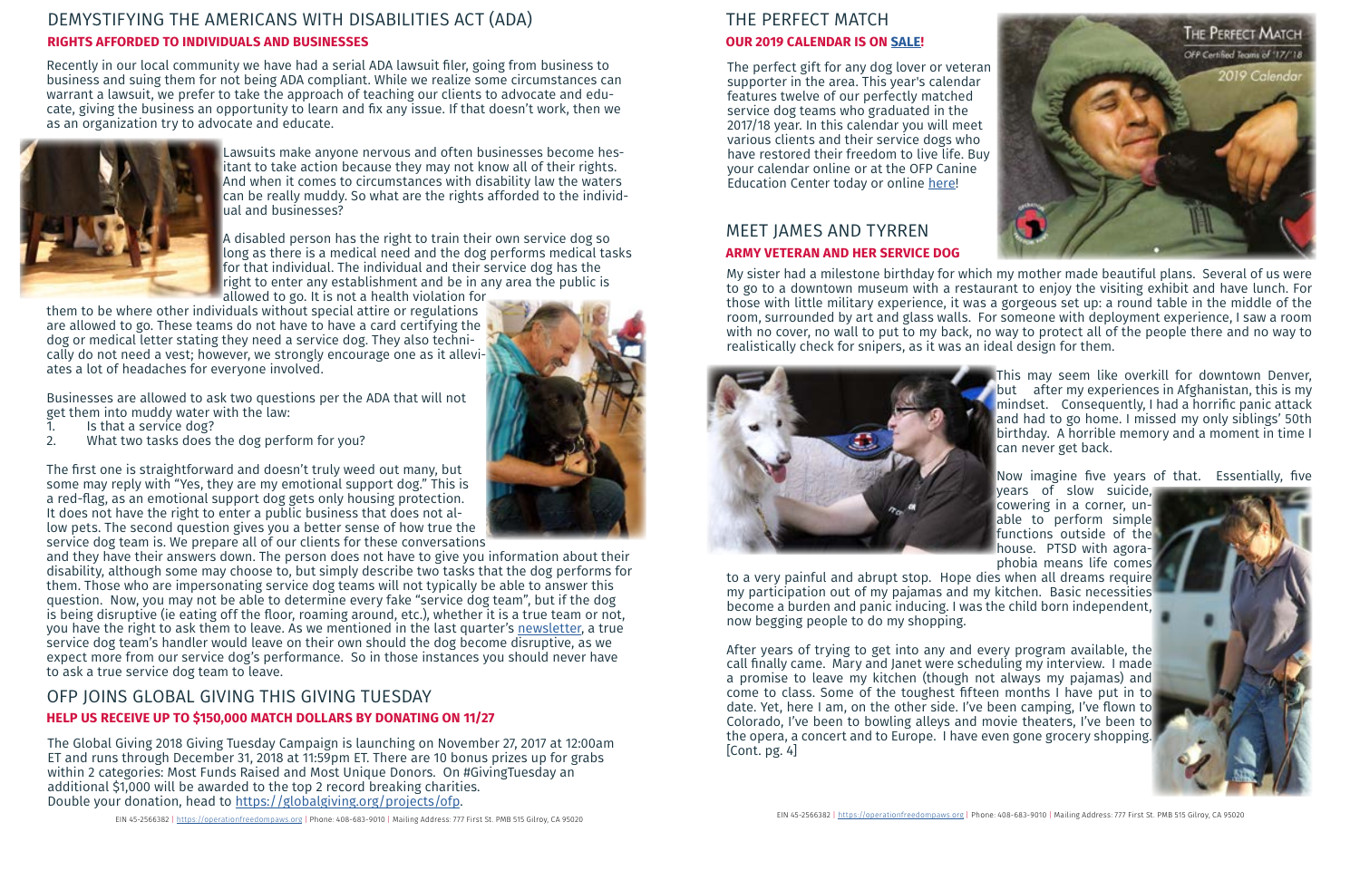## DEMYSTIFYING THE AMERICANS WITH DISABILITIES ACT (ADA)

**RIGHTS AFFORDED TO INDIVIDUALS AND BUSINESSES**

Recently in our local community we have had a serial ADA lawsuit filer, going from business to business and suing them for not being ADA compliant. While we realize some circumstances can warrant a lawsuit, we prefer to take the approach of teaching our clients to advocate and educate, giving the business an opportunity to learn and fix any issue. If that doesn't work, then we as an organization try to advocate and educate.

Lawsuits make anyone nervous and often businesses become hesitant to take action because they may not know all of their rights. And when it comes to circumstances with disability law the waters can be really muddy. So what are the rights afforded to the individual and businesses?

A disabled person has the right to train their own service dog so long as there is a medical need and the dog performs medical tasks for that individual. The individual and their service dog has the right to enter any establishment and be in any area the public is allowed to go. It is not a health violation for them to be where other individuals without special attire or regulations are allowed to go. These teams do not have to have a card certifying the dog or medical letter stating they need a service dog. They also technically do not need a vest; however, we strongly encourage one as it alleviates a lot of headaches for everyone involved.

Businesses are allowed to ask two questions per the ADA that will not get them into muddy water with the law:

1. Is that a service dog?
2. What two tasks does the dog perform for you?

The first one is straightforward and doesn't truly weed out many, but some may reply with "Yes, they are my emotional support dog." This is a red-flag, as an emotional support dog gets only housing protection. It does not have the right to enter a public business that does not allow pets. The second question gives you a better sense of how true the service dog team is. We prepare all of our clients for these conversations and they have their answers down. The person does not have to give you information about their disability, although some may choose to, but simply describe two tasks that the dog performs for them. Those who are impersonating service dog teams will not typically be able to answer this question. Now, you may not be able to determine every fake "service dog team", but if the dog is being disruptive (ie eating off the floor, roaming around, etc.), whether it is a true team or not, you have the right to ask them to leave. As we mentioned in the last quarter's newsletter, a true service dog team's handler would leave on their own should the dog become disruptive, as we expect more from our service dog's performance. So in those instances you should never have to ask a true service dog team to leave.

## OFP JOINS GLOBAL GIVING THIS GIVING TUESDAY

**HELP US RECEIVE UP TO $150,000 MATCH DOLLARS BY DONATING ON 11/27**

The Global Giving 2018 Giving Tuesday Campaign is launching on November 27, 2017 at 12:00am ET and runs through December 31, 2018 at 11:59pm ET. There are 10 bonus prizes up for grabs within 2 categories: Most Funds Raised and Most Unique Donors. On #GivingTuesday an additional $1,000 will be awarded to the top 2 record breaking charities. Double your donation, head to https://globalgiving.org/projects/ofp.

## THE PERFECT MATCH

**OUR 2019 CALENDAR IS ON SALE!**

The perfect gift for any dog lover or veteran supporter in the area. This year's calendar features twelve of our perfectly matched service dog teams who graduated in the 2017/18 year. In this calendar you will meet various clients and their service dogs who have restored their freedom to live life. Buy your calendar online or at the OFP Canine Education Center today or online here!

## MEET JAMES AND TYRREN

**ARMY VETERAN AND HER SERVICE DOG**

My sister had a milestone birthday for which my mother made beautiful plans. Several of us were to go to a downtown museum with a restaurant to enjoy the visiting exhibit and have lunch. For those with little military experience, it was a gorgeous set up: a round table in the middle of the room, surrounded by art and glass walls. For someone with deployment experience, I saw a room with no cover, no wall to put to my back, no way to protect all of the people there and no way to realistically check for snipers, as it was an ideal design for them.

This may seem like overkill for downtown Denver, but after my experiences in Afghanistan, this is my mindset. Consequently, I had a horrific panic attack and had to go home. I missed my only siblings' 50th birthday. A horrible memory and a moment in time I can never get back.

Now imagine five years of that. Essentially, five years of slow suicide, cowering in a corner, unable to perform simple functions outside of the house. PTSD with agoraphobia means life comes to a very painful and abrupt stop. Hope dies when all dreams require my participation out of my pajamas and my kitchen. Basic necessities become a burden and panic inducing. I was the child born independent, now begging people to do my shopping.

After years of trying to get into any and every program available, the call finally came. Mary and Janet were scheduling my interview. I made a promise to leave my kitchen (though not always my pajamas) and come to class. Some of the toughest fifteen months I have put in to date. Yet, here I am, on the other side. I've been camping, I've flown to Colorado, I've been to bowling alleys and movie theaters, I've been to the opera, a concert and to Europe. I have even gone grocery shopping. [Cont. pg. 4]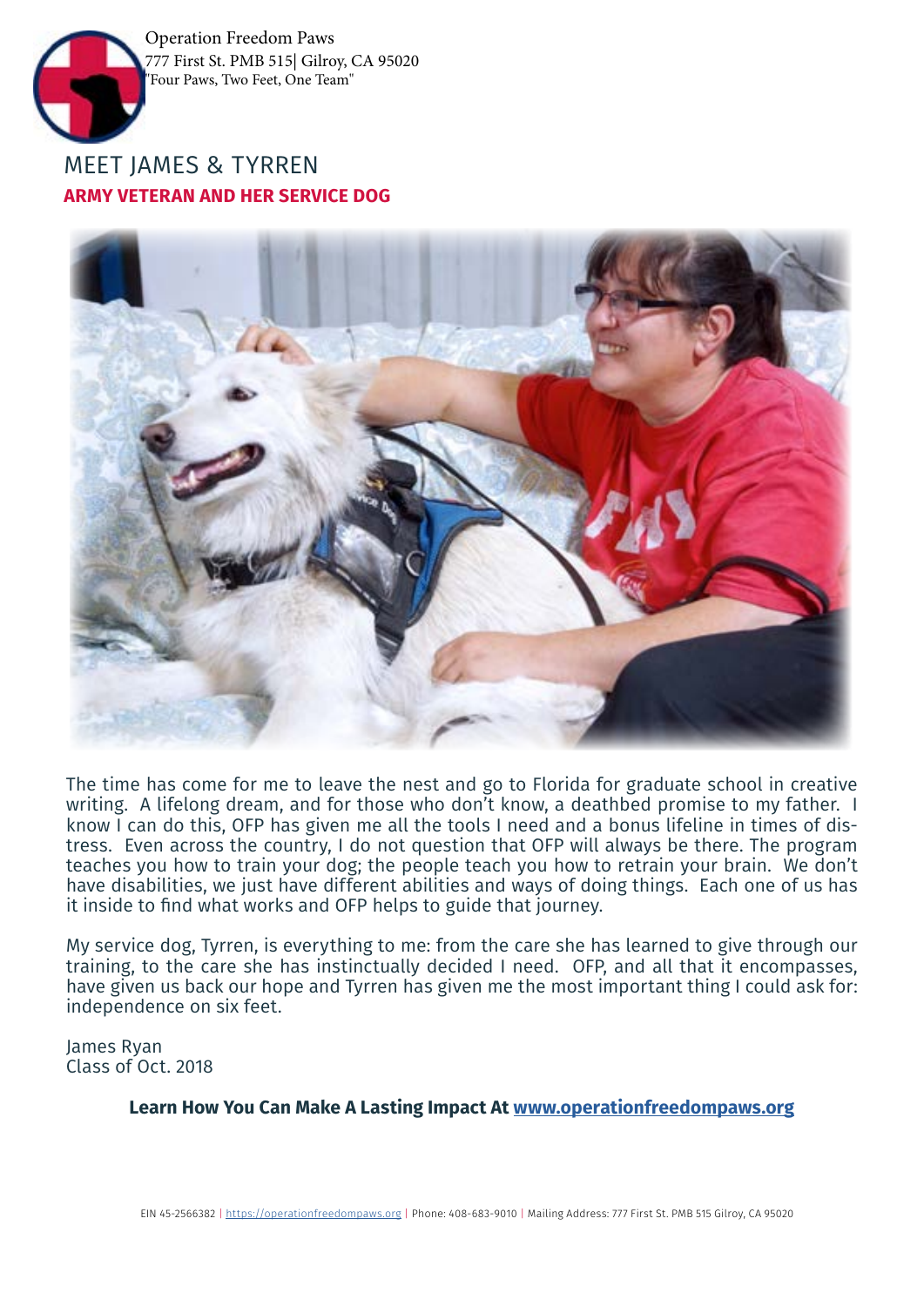Operation Freedom Paws
777 First St. PMB 515| Gilroy, CA 95020
"Four Paws, Two Feet, One Team"

# MEET JAMES & TYRREN

## ARMY VETERAN AND HER SERVICE DOG

The time has come for me to leave the nest and go to Florida for graduate school in creative writing. A lifelong dream, and for those who don't know, a deathbed promise to my father. I know I can do this, OFP has given me all the tools I need and a bonus lifeline in times of distress. Even across the country, I do not question that OFP will always be there. The program teaches you how to train your dog; the people teach you how to retrain your brain. We don't have disabilities, we just have different abilities and ways of doing things. Each one of us has it inside to find what works and OFP helps to guide that journey.

My service dog, Tyrren, is everything to me: from the care she has learned to give through our training, to the care she has instinctually decided I need. OFP, and all that it encompasses, have given us back our hope and Tyrren has given me the most important thing I could ask for: independence on six feet.

James Ryan
Class of Oct. 2018

**Learn How You Can Make A Lasting Impact At [www.operationfreedompaws.org](http://www.operationfreedompaws.org)**

EIN 45-2566382 | https://operationfreedompaws.org | Phone: 408-683-9010 | Mailing Address: 777 First St. PMB 515 Gilroy, CA 95020